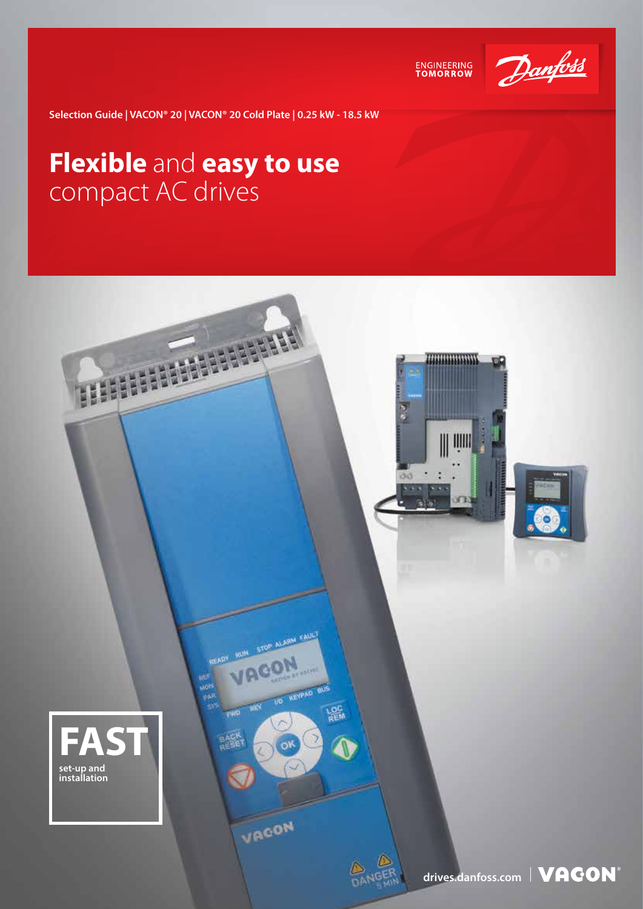ENGINEERING TOMORROW

Danfoss

Selection Guide | VACON® 20 | VACON® 20 Cold Plate | 0.25 kW - 18.5 kW

# **Flexible** and **easy to use** compact AC drives

**FAST**
set-up and installation

drives.danfoss.com | VACON®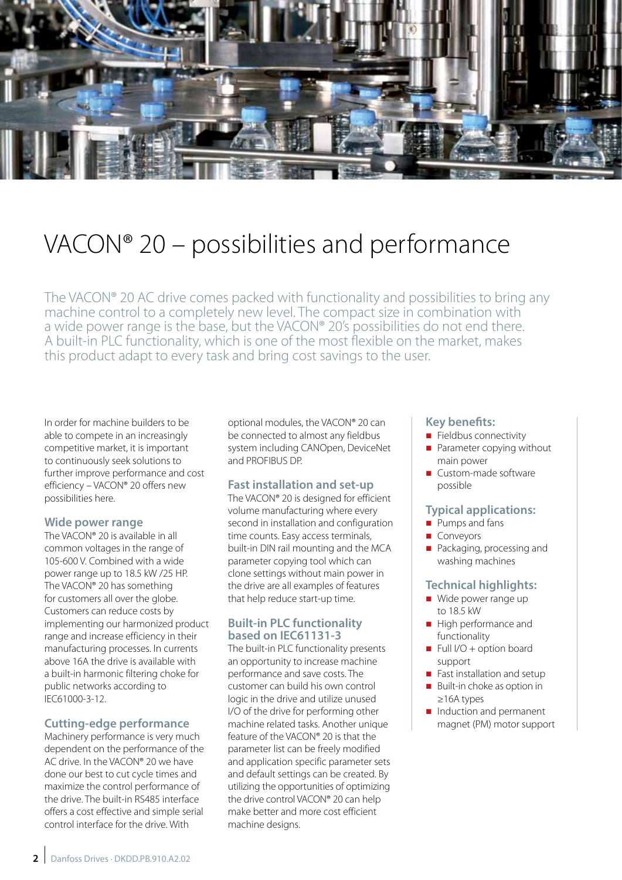# VACON® 20 – possibilities and performance

The VACON® 20 AC drive comes packed with functionality and possibilities to bring any machine control to a completely new level. The compact size in combination with a wide power range is the base, but the VACON® 20's possibilities do not end there. A built-in PLC functionality, which is one of the most flexible on the market, makes this product adapt to every task and bring cost savings to the user.

In order for machine builders to be able to compete in an increasingly competitive market, it is important to continuously seek solutions to further improve performance and cost efficiency – VACON® 20 offers new possibilities here.

### Wide power range

The VACON® 20 is available in all common voltages in the range of 105-600 V. Combined with a wide power range up to 18.5 kW /25 HP. The VACON® 20 has something for customers all over the globe. Customers can reduce costs by implementing our harmonized product range and increase efficiency in their manufacturing processes. In currents above 16A the drive is available with a built-in harmonic filtering choke for public networks according to IEC61000-3-12.

### Cutting-edge performance

Machinery performance is very much dependent on the performance of the AC drive. In the VACON® 20 we have done our best to cut cycle times and maximize the control performance of the drive. The built-in RS485 interface offers a cost effective and simple serial control interface for the drive. With optional modules, the VACON® 20 can be connected to almost any fieldbus system including CANOpen, DeviceNet and PROFIBUS DP.

### Fast installation and set-up

The VACON® 20 is designed for efficient volume manufacturing where every second in installation and configuration time counts. Easy access terminals, built-in DIN rail mounting and the MCA parameter copying tool which can clone settings without main power in the drive are all examples of features that help reduce start-up time.

### Built-in PLC functionality based on IEC61131-3

The built-in PLC functionality presents an opportunity to increase machine performance and save costs. The customer can build his own control logic in the drive and utilize unused I/O of the drive for performing other machine related tasks. Another unique feature of the VACON® 20 is that the parameter list can be freely modified and application specific parameter sets and default settings can be created. By utilizing the opportunities of optimizing the drive control VACON® 20 can help make better and more cost efficient machine designs.

### Key benefits:

- Fieldbus connectivity
- Parameter copying without main power
- Custom-made software possible

### Typical applications:

- Pumps and fans
- Conveyors
- Packaging, processing and washing machines

### Technical highlights:

- Wide power range up to 18.5 kW
- High performance and functionality
- Full I/O + option board support
- Fast installation and setup
- Built-in choke as option in ≥16A types
- Induction and permanent magnet (PM) motor support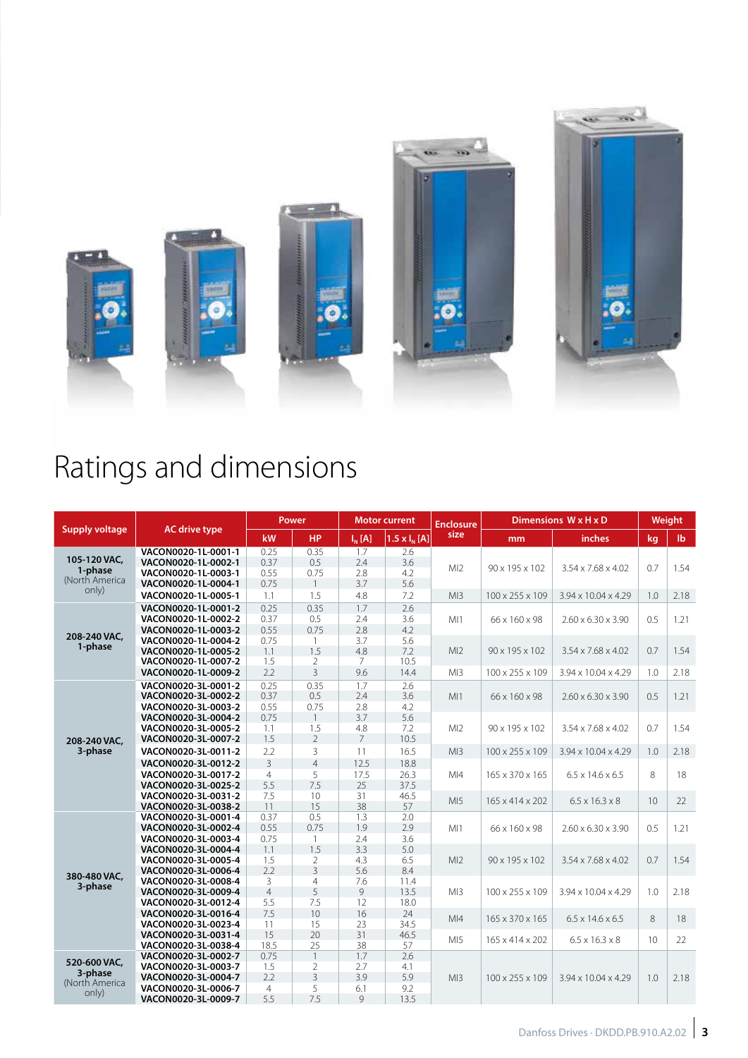# Ratings and dimensions

| Supply voltage | AC drive type | Power | | Motor current | | Enclosure size | Dimensions W x H x D | | Weight | |
|---|---|---|---|---|---|---|---|---|---|---|
| | | kW | HP | $I_N$ [A] | 1.5 x $I_N$ [A] | | mm | inches | kg | lb |
| 105-120 VAC, 1-phase (North America only) | VACON0020-1L-0001-1 | 0.25 | 0.35 | 1.7 | 2.6 | MI2 | 90 x 195 x 102 | 3.54 x 7.68 x 4.02 | 0.7 | 1.54 |
| | VACON0020-1L-0002-1 | 0.37 | 0.5 | 2.4 | 3.6 | | | | | |
| | VACON0020-1L-0003-1 | 0.55 | 0.75 | 2.8 | 4.2 | | | | | |
| | VACON0020-1L-0004-1 | 0.75 | 1 | 3.7 | 5.6 | | | | | |
| | VACON0020-1L-0005-1 | 1.1 | 1.5 | 4.8 | 7.2 | MI3 | 100 x 255 x 109 | 3.94 x 10.04 x 4.29 | 1.0 | 2.18 |
| 208-240 VAC, 1-phase | VACON0020-1L-0001-2 | 0.25 | 0.35 | 1.7 | 2.6 | MI1 | 66 x 160 x 98 | 2.60 x 6.30 x 3.90 | 0.5 | 1.21 |
| | VACON0020-1L-0002-2 | 0.37 | 0.5 | 2.4 | 3.6 | | | | | |
| | VACON0020-1L-0003-2 | 0.55 | 0.75 | 2.8 | 4.2 | | | | | |
| | VACON0020-1L-0004-2 | 0.75 | 1 | 3.7 | 5.6 | MI2 | 90 x 195 x 102 | 3.54 x 7.68 x 4.02 | 0.7 | 1.54 |
| | VACON0020-1L-0005-2 | 1.1 | 1.5 | 4.8 | 7.2 | | | | | |
| | VACON0020-1L-0007-2 | 1.5 | 2 | 7 | 10.5 | | | | | |
| | VACON0020-1L-0009-2 | 2.2 | 3 | 9.6 | 14.4 | MI3 | 100 x 255 x 109 | 3.94 x 10.04 x 4.29 | 1.0 | 2.18 |
| 208-240 VAC, 3-phase | VACON0020-3L-0001-2 | 0.25 | 0.35 | 1.7 | 2.6 | MI1 | 66 x 160 x 98 | 2.60 x 6.30 x 3.90 | 0.5 | 1.21 |
| | VACON0020-3L-0002-2 | 0.37 | 0.5 | 2.4 | 3.6 | | | | | |
| | VACON0020-3L-0003-2 | 0.55 | 0.75 | 2.8 | 4.2 | | | | | |
| | VACON0020-3L-0004-2 | 0.75 | 1 | 3.7 | 5.6 | MI2 | 90 x 195 x 102 | 3.54 x 7.68 x 4.02 | 0.7 | 1.54 |
| | VACON0020-3L-0005-2 | 1.1 | 1.5 | 4.8 | 7.2 | | | | | |
| | VACON0020-3L-0007-2 | 1.5 | 2 | 7 | 10.5 | | | | | |
| | VACON0020-3L-0011-2 | 2.2 | 3 | 11 | 16.5 | MI3 | 100 x 255 x 109 | 3.94 x 10.04 x 4.29 | 1.0 | 2.18 |
| | VACON0020-3L-0012-2 | 3 | 4 | 12.5 | 18.8 | MI4 | 165 x 370 x 165 | 6.5 x 14.6 x 6.5 | 8 | 18 |
| | VACON0020-3L-0017-2 | 4 | 5 | 17.5 | 26.3 | | | | | |
| | VACON0020-3L-0025-2 | 5.5 | 7.5 | 25 | 37.5 | | | | | |
| | VACON0020-3L-0031-2 | 7.5 | 10 | 31 | 46.5 | MI5 | 165 x 414 x 202 | 6.5 x 16.3 x 8 | 10 | 22 |
| | VACON0020-3L-0038-2 | 11 | 15 | 38 | 57 | | | | | |
| 380-480 VAC, 3-phase | VACON0020-3L-0001-4 | 0.37 | 0.5 | 1.3 | 2.0 | MI1 | 66 x 160 x 98 | 2.60 x 6.30 x 3.90 | 0.5 | 1.21 |
| | VACON0020-3L-0002-4 | 0.55 | 0.75 | 1.9 | 2.9 | | | | | |
| | VACON0020-3L-0003-4 | 0.75 | 1 | 2.4 | 3.6 | | | | | |
| | VACON0020-3L-0004-4 | 1.1 | 1.5 | 3.3 | 5.0 | MI2 | 90 x 195 x 102 | 3.54 x 7.68 x 4.02 | 0.7 | 1.54 |
| | VACON0020-3L-0005-4 | 1.5 | 2 | 4.3 | 6.5 | | | | | |
| | VACON0020-3L-0006-4 | 2.2 | 3 | 5.6 | 8.4 | | | | | |
| | VACON0020-3L-0008-4 | 3 | 4 | 7.6 | 11.4 | MI3 | 100 x 255 x 109 | 3.94 x 10.04 x 4.29 | 1.0 | 2.18 |
| | VACON0020-3L-0009-4 | 4 | 5 | 9 | 13.5 | | | | | |
| | VACON0020-3L-0012-4 | 5.5 | 7.5 | 12 | 18.0 | | | | | |
| | VACON0020-3L-0016-4 | 7.5 | 10 | 16 | 24 | MI4 | 165 x 370 x 165 | 6.5 x 14.6 x 6.5 | 8 | 18 |
| | VACON0020-3L-0023-4 | 11 | 15 | 23 | 34.5 | | | | | |
| | VACON0020-3L-0031-4 | 15 | 20 | 31 | 46.5 | MI5 | 165 x 414 x 202 | 6.5 x 16.3 x 8 | 10 | 22 |
| | VACON0020-3L-0038-4 | 18.5 | 25 | 38 | 57 | | | | | |
| 520-600 VAC, 3-phase (North America only) | VACON0020-3L-0002-7 | 0.75 | 1 | 1.7 | 2.6 | MI3 | 100 x 255 x 109 | 3.94 x 10.04 x 4.29 | 1.0 | 2.18 |
| | VACON0020-3L-0003-7 | 1.5 | 2 | 2.7 | 4.1 | | | | | |
| | VACON0020-3L-0004-7 | 2.2 | 3 | 3.9 | 5.9 | | | | | |
| | VACON0020-3L-0006-7 | 4 | 5 | 6.1 | 9.2 | | | | | |
| | VACON0020-3L-0009-7 | 5.5 | 7.5 | 9 | 13.5 | | | | | |

Danfoss Drives · DKDD.PB.910.A2.02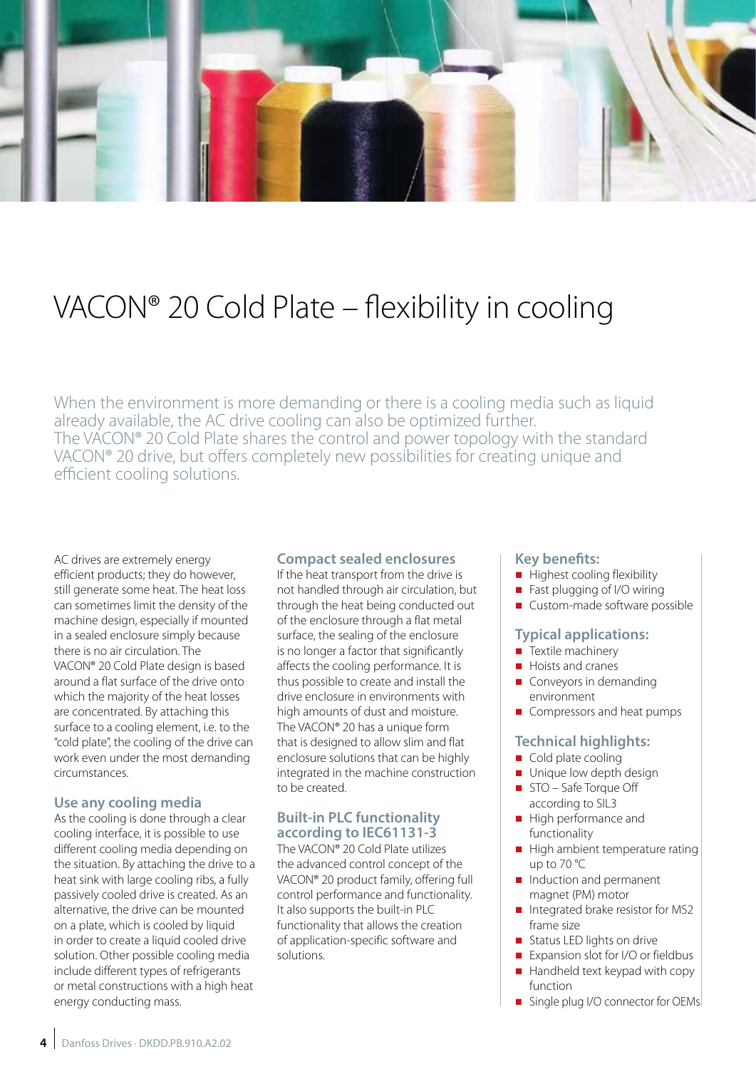# VACON® 20 Cold Plate – flexibility in cooling

When the environment is more demanding or there is a cooling media such as liquid already available, the AC drive cooling can also be optimized further. The VACON® 20 Cold Plate shares the control and power topology with the standard VACON® 20 drive, but offers completely new possibilities for creating unique and efficient cooling solutions.

AC drives are extremely energy efficient products; they do however, still generate some heat. The heat loss can sometimes limit the density of the machine design, especially if mounted in a sealed enclosure simply because there is no air circulation. The VACON® 20 Cold Plate design is based around a flat surface of the drive onto which the majority of the heat losses are concentrated. By attaching this surface to a cooling element, i.e. to the "cold plate", the cooling of the drive can work even under the most demanding circumstances.

## Use any cooling media

As the cooling is done through a clear cooling interface, it is possible to use different cooling media depending on the situation. By attaching the drive to a heat sink with large cooling ribs, a fully passively cooled drive is created. As an alternative, the drive can be mounted on a plate, which is cooled by liquid in order to create a liquid cooled drive solution. Other possible cooling media include different types of refrigerants or metal constructions with a high heat energy conducting mass.

## Compact sealed enclosures

If the heat transport from the drive is not handled through air circulation, but through the heat being conducted out of the enclosure through a flat metal surface, the sealing of the enclosure is no longer a factor that significantly affects the cooling performance. It is thus possible to create and install the drive enclosure in environments with high amounts of dust and moisture. The VACON® 20 has a unique form that is designed to allow slim and flat enclosure solutions that can be highly integrated in the machine construction to be created.

## Built-in PLC functionality according to IEC61131-3

The VACON® 20 Cold Plate utilizes the advanced control concept of the VACON® 20 product family, offering full control performance and functionality. It also supports the built-in PLC functionality that allows the creation of application-specific software and solutions.

## Key benefits:

- Highest cooling flexibility
- Fast plugging of I/O wiring
- Custom-made software possible

## Typical applications:

- Textile machinery
- Hoists and cranes
- Conveyors in demanding environment
- Compressors and heat pumps

## Technical highlights:

- Cold plate cooling
- Unique low depth design
- STO – Safe Torque Off according to SIL3
- High performance and functionality
- High ambient temperature rating up to 70 °C
- Induction and permanent magnet (PM) motor
- Integrated brake resistor for MS2 frame size
- Status LED lights on drive
- Expansion slot for I/O or fieldbus
- Handheld text keypad with copy function
- Single plug I/O connector for OEMs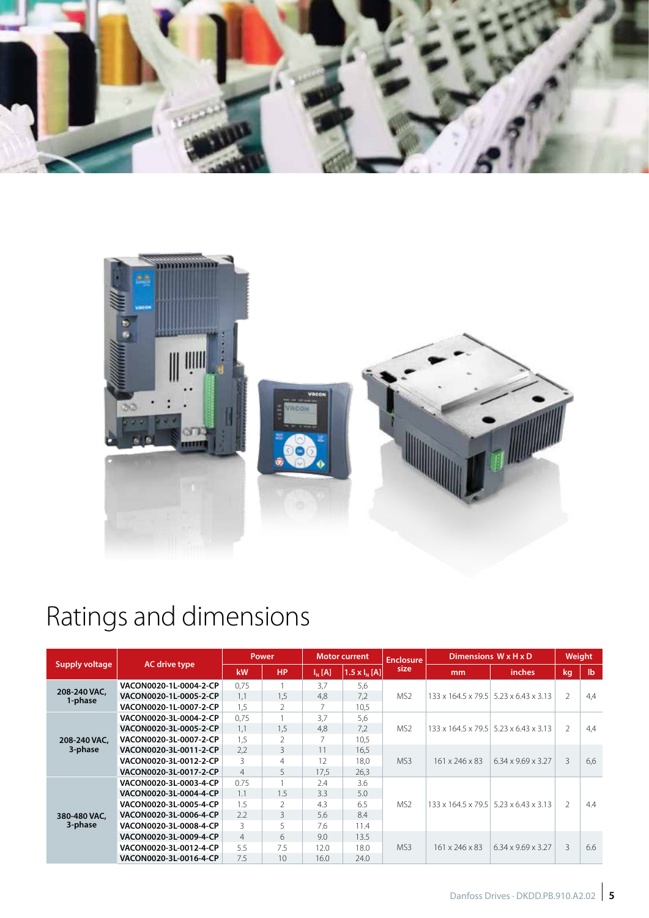# Ratings and dimensions

| Supply voltage | AC drive type | Power | | Motor current | | Enclosure size | Dimensions W x H x D | | Weight | |
|---|---|---|---|---|---|---|---|---|---|---|
| | | kW | HP | $I_N$ [A] | 1.5 x $I_N$ [A] | | mm | inches | kg | lb |
| 208-240 VAC, 1-phase | VACON0020-1L-0004-2-CP | 0,75 | 1 | 3,7 | 5,6 | MS2 | 133 x 164.5 x 79.5 | 5.23 x 6.43 x 3.13 | 2 | 4,4 |
| | VACON0020-1L-0005-2-CP | 1,1 | 1,5 | 4,8 | 7,2 | | | | | |
| | VACON0020-1L-0007-2-CP | 1,5 | 2 | 7 | 10,5 | | | | | |
| 208-240 VAC, 3-phase | VACON0020-3L-0004-2-CP | 0,75 | 1 | 3,7 | 5,6 | MS2 | 133 x 164.5 x 79.5 | 5.23 x 6.43 x 3.13 | 2 | 4,4 |
| | VACON0020-3L-0005-2-CP | 1,1 | 1,5 | 4,8 | 7,2 | | | | | |
| | VACON0020-3L-0007-2-CP | 1,5 | 2 | 7 | 10,5 | | | | | |
| | VACON0020-3L-0011-2-CP | 2,2 | 3 | 11 | 16,5 | MS3 | 161 x 246 x 83 | 6.34 x 9.69 x 3.27 | 3 | 6,6 |
| | VACON0020-3L-0012-2-CP | 3 | 4 | 12 | 18,0 | | | | | |
| | VACON0020-3L-0017-2-CP | 4 | 5 | 17,5 | 26,3 | | | | | |
| 380-480 VAC, 3-phase | VACON0020-3L-0003-4-CP | 0.75 | 1 | 2.4 | 3.6 | MS2 | 133 x 164.5 x 79.5 | 5.23 x 6.43 x 3.13 | 2 | 4.4 |
| | VACON0020-3L-0004-4-CP | 1.1 | 1.5 | 3.3 | 5.0 | | | | | |
| | VACON0020-3L-0005-4-CP | 1.5 | 2 | 4.3 | 6.5 | | | | | |
| | VACON0020-3L-0006-4-CP | 2.2 | 3 | 5.6 | 8.4 | | | | | |
| | VACON0020-3L-0008-4-CP | 3 | 5 | 7.6 | 11.4 | | | | | |
| | VACON0020-3L-0009-4-CP | 4 | 6 | 9.0 | 13.5 | MS3 | 161 x 246 x 83 | 6.34 x 9.69 x 3.27 | 3 | 6.6 |
| | VACON0020-3L-0012-4-CP | 5.5 | 7.5 | 12.0 | 18.0 | | | | | |
| | VACON0020-3L-0016-4-CP | 7.5 | 10 | 16.0 | 24.0 | | | | | |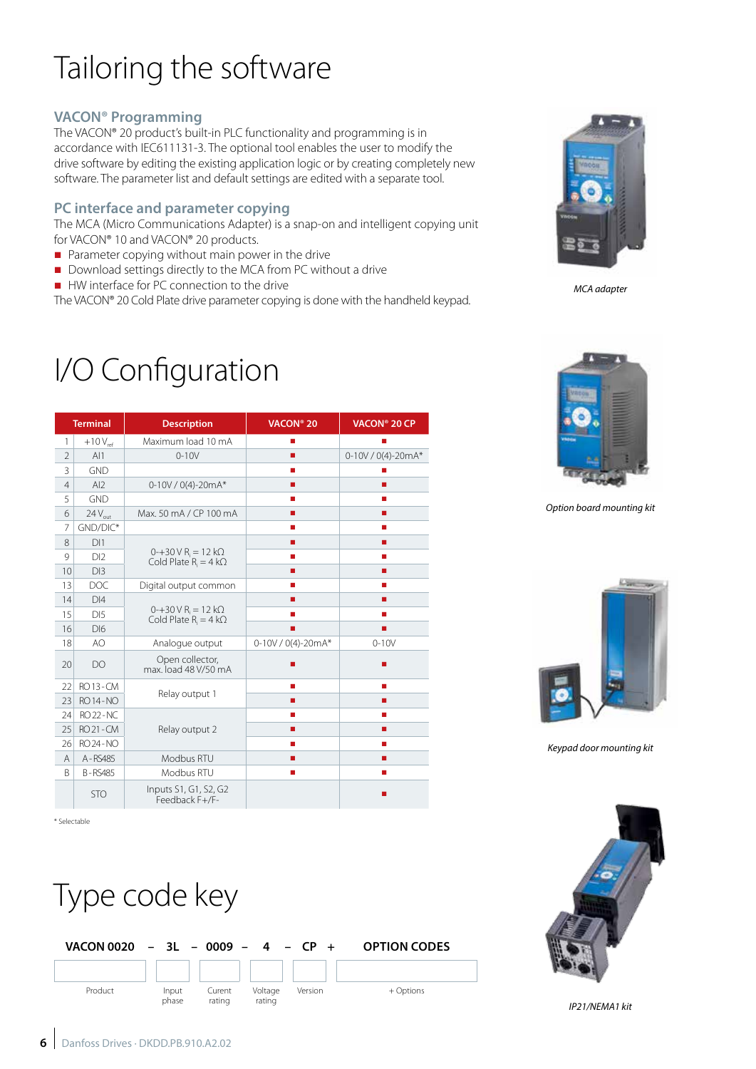# Tailoring the software

### VACON® Programming

The VACON® 20 product's built-in PLC functionality and programming is in accordance with IEC611131-3. The optional tool enables the user to modify the drive software by editing the existing application logic or by creating completely new software. The parameter list and default settings are edited with a separate tool.

### PC interface and parameter copying

The MCA (Micro Communications Adapter) is a snap-on and intelligent copying unit for VACON® 10 and VACON® 20 products.

- Parameter copying without main power in the drive
- Download settings directly to the MCA from PC without a drive
- HW interface for PC connection to the drive

The VACON® 20 Cold Plate drive parameter copying is done with the handheld keypad.

*MCA adapter*

# I/O Configuration

| | Terminal | Description | VACON® 20 | VACON® 20 CP |
|---|---|---|---|---|
| 1 | +10 $V_{ref}$ | Maximum load 10 mA | ■ | ■ |
| 2 | AI1 | 0-10V | ■ | 0-10V / 0(4)-20mA* |
| 3 | GND | | ■ | ■ |
| 4 | AI2 | 0-10V / 0(4)-20mA* | ■ | ■ |
| 5 | GND | | ■ | ■ |
| 6 | 24 $V_{out}$ | Max. 50 mA / CP 100 mA | ■ | ■ |
| 7 | GND/DIC* | | ■ | ■ |
| 8 | DI1 | 0-+30 V $R_i$ = 12 kΩ Cold Plate $R_i$ = 4 kΩ | ■ | ■ |
| 9 | DI2 | | ■ | ■ |
| 10 | DI3 | | ■ | ■ |
| 13 | DOC | Digital output common | ■ | ■ |
| 14 | DI4 | 0-+30 V $R_i$ = 12 kΩ Cold Plate $R_i$ = 4 kΩ | ■ | ■ |
| 15 | DI5 | | ■ | ■ |
| 16 | DI6 | | ■ | ■ |
| 18 | AO | Analogue output | 0-10V / 0(4)-20mA* | 0-10V |
| 20 | DO | Open collector, max. load 48 V/50 mA | ■ | ■ |
| 22 | RO 13 - CM | Relay output 1 | ■ | ■ |
| 23 | RO 14 - NO | | ■ | ■ |
| 24 | RO 22 - NC | Relay output 2 | ■ | ■ |
| 25 | RO 21 - CM | | ■ | ■ |
| 26 | RO 24 - NO | | ■ | ■ |
| A | A - RS485 | Modbus RTU | ■ | ■ |
| B | B - RS485 | Modbus RTU | ■ | ■ |
| | STO | Inputs S1, G1, S2, G2 Feedback F+/F- | | ■ |

\* Selectable

*Option board mounting kit*

*Keypad door mounting kit*

# Type code key

| VACON 0020 | – | 3L | – | 0009 | – | 4 | – | CP | + | OPTION CODES |
|---|---|---|---|---|---|---|---|---|---|---|
| Product | | Input phase | | Current rating | | Voltage rating | | Version | | + Options |

*IP21/NEMA1 kit*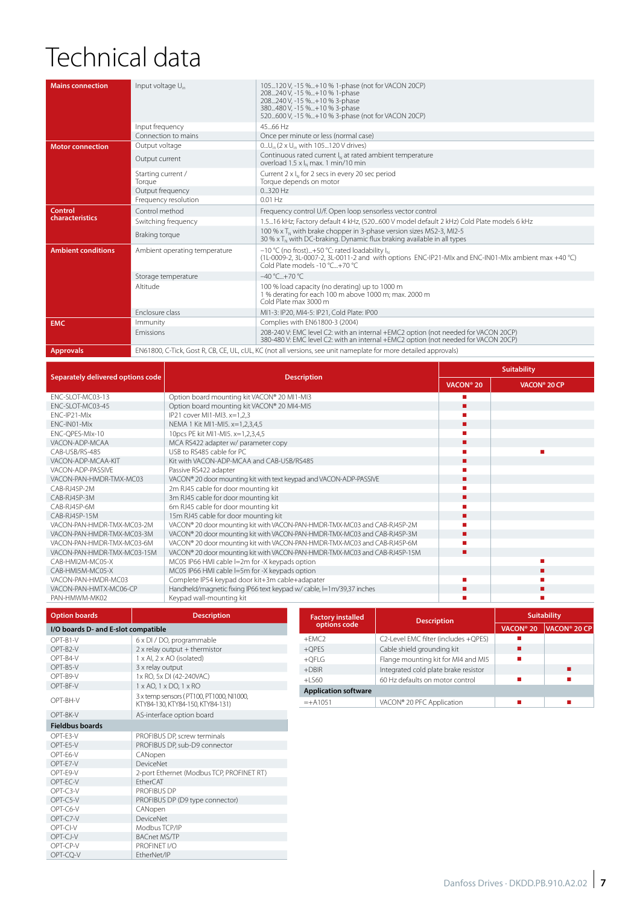# Technical data

| | | |
|---|---|---|
| **Mains connection** | Input voltage $U_{in}$ | 105...120 V, -15 %...+10 % 1-phase (not for VACON 20CP)<br>208...240 V, -15 %...+10 % 1-phase<br>208...240 V, -15 %...+10 % 3-phase<br>380...480 V, -15 %...+10 % 3-phase<br>520...600 V, -15 %...+10 % 3-phase (not for VACON 20CP) |
| | Input frequency | 45...66 Hz |
| | Connection to mains | Once per minute or less (normal case) |
| **Motor connection** | Output voltage | 0...$U_{in}$ (2 x $U_{in}$ with 105...120 V drives) |
| | Output current | Continuous rated current $I_N$ at rated ambient temperature<br>overload 1.5 x $I_N$ max. 1 min/10 min |
| | Starting current / Torque | Current 2 x $I_N$ for 2 secs in every 20 sec period<br>Torque depends on motor |
| | Output frequency | 0...320 Hz |
| | Frequency resolution | 0.01 Hz |
| **Control characteristics** | Control method | Frequency control U/f. Open loop sensorless vector control |
| | Switching frequency | 1.5...16 kHz; Factory default 4 kHz, (520...600 V model default 2 kHz) Cold Plate models 6 kHz |
| | Braking torque | 100 % x $T_N$ with brake chopper in 3-phase version sizes MS2-3, MI2-5<br>30 % x $T_N$ with DC-braking. Dynamic flux braking available in all types |
| **Ambient conditions** | Ambient operating temperature | –10 °C (no frost)...+50 °C: rated loadability $I_N$<br>(1L-0009-2, 3L-0007-2, 3L-0011-2 and with options ENC-IP21-MIx and ENC-IN01-MIx ambient max +40 °C)<br>Cold Plate models -10 °C...+70 °C |
| | Storage temperature | –40 °C...+70 °C |
| | Altitude | 100 % load capacity (no derating) up to 1000 m<br>1 % derating for each 100 m above 1000 m; max. 2000 m<br>Cold Plate max 3000 m |
| | Enclosure class | MI1-3: IP20, MI4-5: IP21, Cold Plate: IP00 |
| **EMC** | Immunity | Complies with EN61800-3 (2004) |
| | Emissions | 208-240 V: EMC level C2: with an internal +EMC2 option (not needed for VACON 20CP)<br>380-480 V: EMC level C2: with an internal +EMC2 option (not needed for VACON 20CP) |
| **Approvals** | EN61800, C-Tick, Gost R, CB, CE, UL, cUL, KC (not all versions, see unit nameplate for more detailed approvals) | |

| Separately delivered options code | Description | Suitability | |
|---|---|---|---|
| | | VACON® 20 | VACON® 20 CP |
| ENC-SLOT-MC03-13 | Option board mounting kit VACON® 20 MI1-MI3 | ■ | |
| ENC-SLOT-MC03-45 | Option board mounting kit VACON® 20 MI4-MI5 | ■ | |
| ENC-IP21-MIx | IP21 cover MI1-MI3. x=1,2,3 | ■ | |
| ENC-IN01-MIx | NEMA 1 Kit MI1-MI5. x=1,2,3,4,5 | ■ | |
| ENC-QPES-MIx-10 | 10pcs PE kit MI1-MI5. x=1,2,3,4,5 | ■ | |
| VACON-ADP-MCAA | MCA RS422 adapter w/ parameter copy | ■ | |
| CAB-USB/RS-485 | USB to RS485 cable for PC | ■ | ■ |
| VACON-ADP-MCAA-KIT | Kit with VACON-ADP-MCAA and CAB-USB/RS485 | ■ | |
| VACON-ADP-PASSIVE | Passive RS422 adapter | ■ | |
| VACON-PAN-HMDR-TMX-MC03 | VACON® 20 door mounting kit with text keypad and VACON-ADP-PASSIVE | ■ | |
| CAB-RJ45P-2M | 2m RJ45 cable for door mounting kit | ■ | |
| CAB-RJ45P-3M | 3m RJ45 cable for door mounting kit | ■ | |
| CAB-RJ45P-6M | 6m RJ45 cable for door mounting kit | ■ | |
| CAB-RJ45P-15M | 15m RJ45 cable for door mounting kit | ■ | |
| VACON-PAN-HMDR-TMX-MC03-2M | VACON® 20 door mounting kit with VACON-PAN-HMDR-TMX-MC03 and CAB-RJ45P-2M | ■ | |
| VACON-PAN-HMDR-TMX-MC03-3M | VACON® 20 door mounting kit with VACON-PAN-HMDR-TMX-MC03 and CAB-RJ45P-3M | ■ | |
| VACON-PAN-HMDR-TMX-MC03-6M | VACON® 20 door mounting kit with VACON-PAN-HMDR-TMX-MC03 and CAB-RJ45P-6M | ■ | |
| VACON-PAN-HMDR-TMX-MC03-15M | VACON® 20 door mounting kit with VACON-PAN-HMDR-TMX-MC03 and CAB-RJ45P-15M | ■ | |
| CAB-HMI2M-MC05-X | MC05 IP66 HMI cable l=2m for -X keypads option | | ■ |
| CAB-HMI5M-MC05-X | MC05 IP66 HMI cable l=5m for -X keypads option | | ■ |
| VACON-PAN-HMDR-MC03 | Complete IP54 keypad door kit+3m cable+adapater | ■ | ■ |
| VACON-PAN-HMTX-MC06-CP | Handheld/magnetic fixing IP66 text keypad w/ cable, l=1m/39,37 inches | ■ | ■ |
| PAN-HMWM-MK02 | Keypad wall-mounting kit | ■ | ■ |

| Option boards | Description |
|---|---|
| **I/O boards D- and E-slot compatible** | |
| OPT-B1-V | 6 x DI / DO, programmable |
| OPT-B2-V | 2 x relay output + thermistor |
| OPT-B4-V | 1 x AI, 2 x AO (isolated) |
| OPT-B5-V | 3 x relay output |
| OPT-B9-V | 1x RO, 5x DI (42-240VAC) |
| OPT-BF-V | 1 x AO, 1 x DO, 1 x RO |
| OPT-BH-V | 3 x temp sensors (PT100, PT1000, NI1000, KTY84-130, KTY84-150, KTY84-131) |
| OPT-BK-V | AS-interface option board |
| **Fieldbus boards** | |
| OPT-E3-V | PROFIBUS DP, screw terminals |
| OPT-E5-V | PROFIBUS DP, sub-D9 connector |
| OPT-E6-V | CANopen |
| OPT-E7-V | DeviceNet |
| OPT-E9-V | 2-port Ethernet (Modbus TCP, PROFINET RT) |
| OPT-EC-V | EtherCAT |
| OPT-C3-V | PROFIBUS DP |
| OPT-C5-V | PROFIBUS DP (D9 type connector) |
| OPT-C6-V | CANopen |
| OPT-C7-V | DeviceNet |
| OPT-CI-V | Modbus TCP/IP |
| OPT-CJ-V | BACnet MS/TP |
| OPT-CP-V | PROFINET I/O |
| OPT-CQ-V | EtherNet/IP |

| Factory installed options code | Description | Suitability | |
|---|---|---|---|
| | | VACON® 20 | VACON® 20 CP |
| +EMC2 | C2-Level EMC filter (includes +QPES) | ■ | |
| +QPES | Cable shield grounding kit | ■ | |
| +QFLG | Flange mounting kit for MI4 and MI5 | ■ | |
| +DBIR | Integrated cold plate brake resistor | | ■ |
| +LS60 | 60 Hz defaults on motor control | ■ | ■ |
| **Application software** | | | |
| =+A1051 | VACON® 20 PFC Application | ■ | ■ |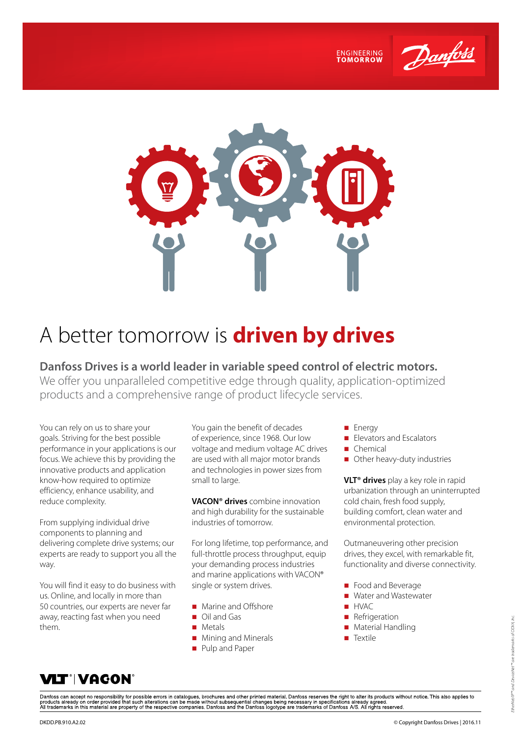ENGINEERING TOMORROW

Danfoss

# A better tomorrow is **driven by drives**

**Danfoss Drives is a world leader in variable speed control of electric motors.**
We offer you unparalleled competitive edge through quality, application-optimized products and a comprehensive range of product lifecycle services.

You can rely on us to share your goals. Striving for the best possible performance in your applications is our focus. We achieve this by providing the innovative products and application know-how required to optimize efficiency, enhance usability, and reduce complexity.

From supplying individual drive components to planning and delivering complete drive systems; our experts are ready to support you all the way.

You will find it easy to do business with us. Online, and locally in more than 50 countries, our experts are never far away, reacting fast when you need them.

You gain the benefit of decades of experience, since 1968. Our low voltage and medium voltage AC drives are used with all major motor brands and technologies in power sizes from small to large.

**VACON® drives** combine innovation and high durability for the sustainable industries of tomorrow.

For long lifetime, top performance, and full-throttle process throughput, equip your demanding process industries and marine applications with VACON® single or system drives.

- Marine and Offshore
- Oil and Gas
- Metals
- Mining and Minerals
- Pulp and Paper
- Energy
- Elevators and Escalators
- Chemical
- Other heavy-duty industries

**VLT® drives** play a key role in rapid urbanization through an uninterrupted cold chain, fresh food supply, building comfort, clean water and environmental protection.

Outmaneuvering other precision drives, they excel, with remarkable fit, functionality and diverse connectivity.

- Food and Beverage
- Water and Wastewater
- HVAC
- Refrigeration
- Material Handling
- Textile

VLT® | VACON®

Danfoss can accept no responsibility for possible errors in catalogues, brochures and other printed material. Danfoss reserves the right to alter its products without notice. This also applies to products already on order provided that such alterations can be made without subsequential changes being necessary in specifications already agreed. All trademarks in this material are property of the respective companies. Danfoss and the Danfoss logotype are trademarks of Danfoss A/S. All rights reserved.

EtherNet/IP™ and DeviceNet™ are trademarks of ODVA, Inc.

DKDD.PB.910.A2.02

© Copyright Danfoss Drives | 2016.11